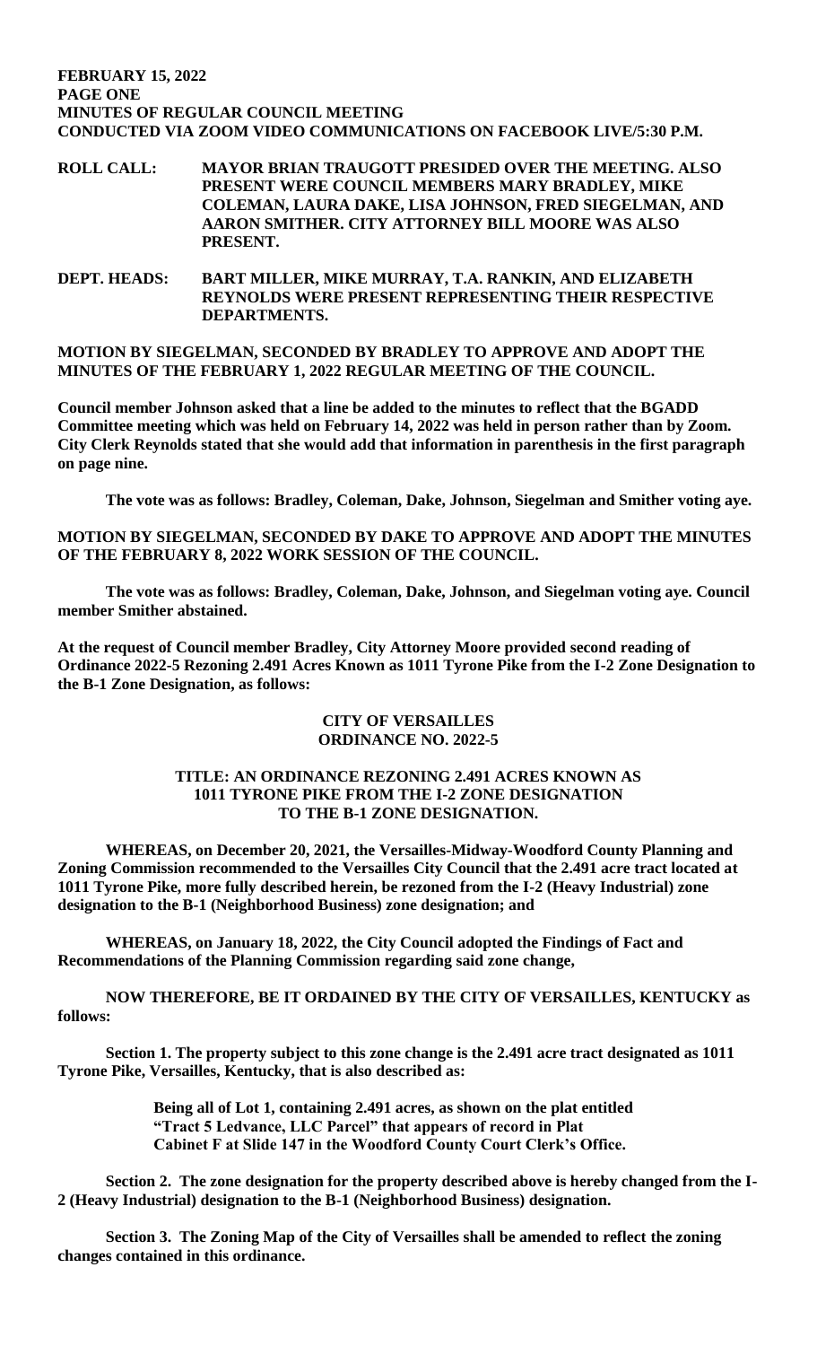**FEBRUARY 15, 2022**
**MINUTES OF REGULAR COUNCIL MEETING**
**CONDUCTED VIA ZOOM VIDEO COMMUNICATIONS ON FACEBOOK LIVE/5:30 P.M.**

**ROLL CALL:** **MAYOR BRIAN TRAUGOTT PRESIDED OVER THE MEETING. ALSO PRESENT WERE COUNCIL MEMBERS MARY BRADLEY, MIKE COLEMAN, LAURA DAKE, LISA JOHNSON, FRED SIEGELMAN, AND AARON SMITHER. CITY ATTORNEY BILL MOORE WAS ALSO PRESENT.**

**DEPT. HEADS:** **BART MILLER, MIKE MURRAY, T.A. RANKIN, AND ELIZABETH REYNOLDS WERE PRESENT REPRESENTING THEIR RESPECTIVE DEPARTMENTS.**

**MOTION BY SIEGELMAN, SECONDED BY BRADLEY TO APPROVE AND ADOPT THE MINUTES OF THE FEBRUARY 1, 2022 REGULAR MEETING OF THE COUNCIL.**

**Council member Johnson asked that a line be added to the minutes to reflect that the BGADD Committee meeting which was held on February 14, 2022 was held in person rather than by Zoom. City Clerk Reynolds stated that she would add that information in parenthesis in the first paragraph on page nine.**

**The vote was as follows: Bradley, Coleman, Dake, Johnson, Siegelman and Smither voting aye.**

**MOTION BY SIEGELMAN, SECONDED BY DAKE TO APPROVE AND ADOPT THE MINUTES OF THE FEBRUARY 8, 2022 WORK SESSION OF THE COUNCIL.**

**The vote was as follows: Bradley, Coleman, Dake, Johnson, and Siegelman voting aye. Council member Smither abstained.**

**At the request of Council member Bradley, City Attorney Moore provided second reading of Ordinance 2022-5 Rezoning 2.491 Acres Known as 1011 Tyrone Pike from the I-2 Zone Designation to the B-1 Zone Designation, as follows:**

**CITY OF VERSAILLES**
**ORDINANCE NO. 2022-5**

**TITLE: AN ORDINANCE REZONING 2.491 ACRES KNOWN AS 1011 TYRONE PIKE FROM THE I-2 ZONE DESIGNATION TO THE B-1 ZONE DESIGNATION.**

**WHEREAS, on December 20, 2021, the Versailles-Midway-Woodford County Planning and Zoning Commission recommended to the Versailles City Council that the 2.491 acre tract located at 1011 Tyrone Pike, more fully described herein, be rezoned from the I-2 (Heavy Industrial) zone designation to the B-1 (Neighborhood Business) zone designation; and**

**WHEREAS, on January 18, 2022, the City Council adopted the Findings of Fact and Recommendations of the Planning Commission regarding said zone change,**

**NOW THEREFORE, BE IT ORDAINED BY THE CITY OF VERSAILLES, KENTUCKY as follows:**

**Section 1. The property subject to this zone change is the 2.491 acre tract designated as 1011 Tyrone Pike, Versailles, Kentucky, that is also described as:**

> **Being all of Lot 1, containing 2.491 acres, as shown on the plat entitled "Tract 5 Ledvance, LLC Parcel" that appears of record in Plat Cabinet F at Slide 147 in the Woodford County Court Clerk's Office.**

**Section 2. The zone designation for the property described above is hereby changed from the I-2 (Heavy Industrial) designation to the B-1 (Neighborhood Business) designation.**

**Section 3. The Zoning Map of the City of Versailles shall be amended to reflect the zoning changes contained in this ordinance.**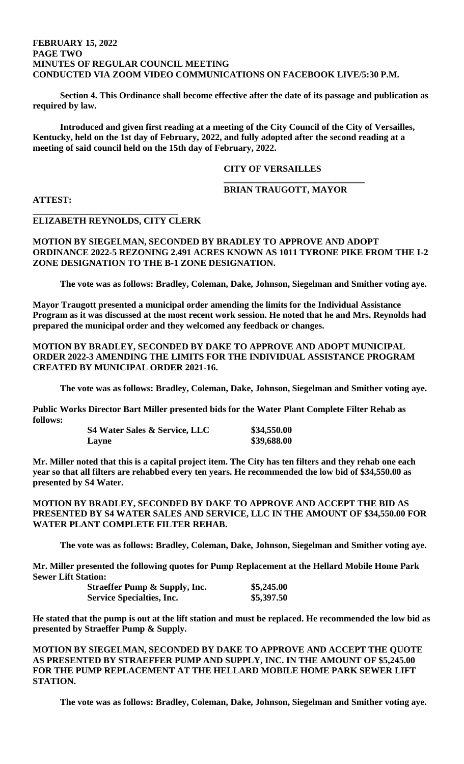**Section 4. This Ordinance shall become effective after the date of its passage and publication as required by law.**

**Introduced and given first reading at a meeting of the City Council of the City of Versailles, Kentucky, held on the 1st day of February, 2022, and fully adopted after the second reading at a meeting of said council held on the 15th day of February, 2022.**

**CITY OF VERSAILLES**

**\_\_\_\_\_\_\_\_\_\_\_\_\_\_\_\_\_\_\_\_\_\_\_\_\_\_\_\_\_\_**
**BRIAN TRAUGOTT, MAYOR**

**ATTEST:**

**\_\_\_\_\_\_\_\_\_\_\_\_\_\_\_\_\_\_\_\_\_\_\_\_\_\_\_\_\_\_**
**ELIZABETH REYNOLDS, CITY CLERK**

**MOTION BY SIEGELMAN, SECONDED BY BRADLEY TO APPROVE AND ADOPT ORDINANCE 2022-5 REZONING 2.491 ACRES KNOWN AS 1011 TYRONE PIKE FROM THE I-2 ZONE DESIGNATION TO THE B-1 ZONE DESIGNATION.**

**The vote was as follows: Bradley, Coleman, Dake, Johnson, Siegelman and Smither voting aye.**

**Mayor Traugott presented a municipal order amending the limits for the Individual Assistance Program as it was discussed at the most recent work session. He noted that he and Mrs. Reynolds had prepared the municipal order and they welcomed any feedback or changes.**

**MOTION BY BRADLEY, SECONDED BY DAKE TO APPROVE AND ADOPT MUNICIPAL ORDER 2022-3 AMENDING THE LIMITS FOR THE INDIVIDUAL ASSISTANCE PROGRAM CREATED BY MUNICIPAL ORDER 2021-16.**

**The vote was as follows: Bradley, Coleman, Dake, Johnson, Siegelman and Smither voting aye.**

**Public Works Director Bart Miller presented bids for the Water Plant Complete Filter Rehab as follows:**

| | |
|---|---|
| **S4 Water Sales & Service, LLC** | **$34,550.00** |
| **Layne** | **$39,688.00** |

**Mr. Miller noted that this is a capital project item. The City has ten filters and they rehab one each year so that all filters are rehabbed every ten years. He recommended the low bid of $34,550.00 as presented by S4 Water.**

**MOTION BY BRADLEY, SECONDED BY DAKE TO APPROVE AND ACCEPT THE BID AS PRESENTED BY S4 WATER SALES AND SERVICE, LLC IN THE AMOUNT OF $34,550.00 FOR WATER PLANT COMPLETE FILTER REHAB.**

**The vote was as follows: Bradley, Coleman, Dake, Johnson, Siegelman and Smither voting aye.**

**Mr. Miller presented the following quotes for Pump Replacement at the Hellard Mobile Home Park Sewer Lift Station:**

| | |
|---|---|
| **Straeffer Pump & Supply, Inc.** | **$5,245.00** |
| **Service Specialties, Inc.** | **$5,397.50** |

**He stated that the pump is out at the lift station and must be replaced. He recommended the low bid as presented by Straeffer Pump & Supply.**

**MOTION BY SIEGELMAN, SECONDED BY DAKE TO APPROVE AND ACCEPT THE QUOTE AS PRESENTED BY STRAEFFER PUMP AND SUPPLY, INC. IN THE AMOUNT OF $5,245.00 FOR THE PUMP REPLACEMENT AT THE HELLARD MOBILE HOME PARK SEWER LIFT STATION.**

**The vote was as follows: Bradley, Coleman, Dake, Johnson, Siegelman and Smither voting aye.**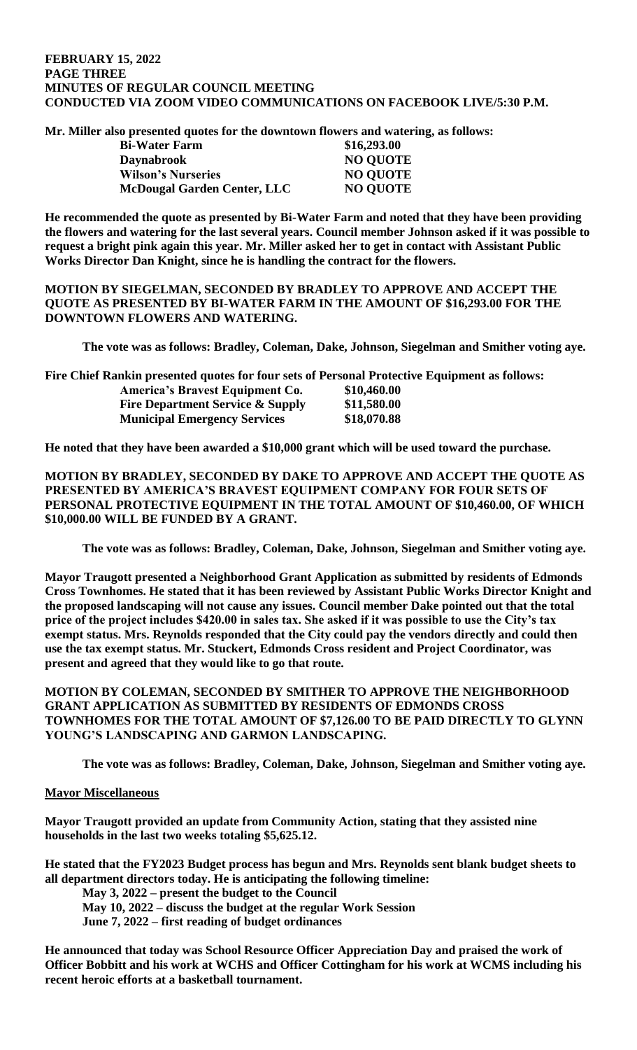**Mr. Miller also presented quotes for the downtown flowers and watering, as follows:**

| | |
|---|---|
| **Bi-Water Farm** | **$16,293.00** |
| **Daynabrook** | **NO QUOTE** |
| **Wilson's Nurseries** | **NO QUOTE** |
| **McDougal Garden Center, LLC** | **NO QUOTE** |

**He recommended the quote as presented by Bi-Water Farm and noted that they have been providing the flowers and watering for the last several years. Council member Johnson asked if it was possible to request a bright pink again this year. Mr. Miller asked her to get in contact with Assistant Public Works Director Dan Knight, since he is handling the contract for the flowers.**

**MOTION BY SIEGELMAN, SECONDED BY BRADLEY TO APPROVE AND ACCEPT THE QUOTE AS PRESENTED BY BI-WATER FARM IN THE AMOUNT OF $16,293.00 FOR THE DOWNTOWN FLOWERS AND WATERING.**

**The vote was as follows: Bradley, Coleman, Dake, Johnson, Siegelman and Smither voting aye.**

**Fire Chief Rankin presented quotes for four sets of Personal Protective Equipment as follows:**

| | |
|---|---|
| **America's Bravest Equipment Co.** | **$10,460.00** |
| **Fire Department Service & Supply** | **$11,580.00** |
| **Municipal Emergency Services** | **$18,070.88** |

**He noted that they have been awarded a $10,000 grant which will be used toward the purchase.**

**MOTION BY BRADLEY, SECONDED BY DAKE TO APPROVE AND ACCEPT THE QUOTE AS PRESENTED BY AMERICA'S BRAVEST EQUIPMENT COMPANY FOR FOUR SETS OF PERSONAL PROTECTIVE EQUIPMENT IN THE TOTAL AMOUNT OF $10,460.00, OF WHICH $10,000.00 WILL BE FUNDED BY A GRANT.**

**The vote was as follows: Bradley, Coleman, Dake, Johnson, Siegelman and Smither voting aye.**

**Mayor Traugott presented a Neighborhood Grant Application as submitted by residents of Edmonds Cross Townhomes. He stated that it has been reviewed by Assistant Public Works Director Knight and the proposed landscaping will not cause any issues. Council member Dake pointed out that the total price of the project includes $420.00 in sales tax. She asked if it was possible to use the City's tax exempt status. Mrs. Reynolds responded that the City could pay the vendors directly and could then use the tax exempt status. Mr. Stuckert, Edmonds Cross resident and Project Coordinator, was present and agreed that they would like to go that route.**

**MOTION BY COLEMAN, SECONDED BY SMITHER TO APPROVE THE NEIGHBORHOOD GRANT APPLICATION AS SUBMITTED BY RESIDENTS OF EDMONDS CROSS TOWNHOMES FOR THE TOTAL AMOUNT OF $7,126.00 TO BE PAID DIRECTLY TO GLYNN YOUNG'S LANDSCAPING AND GARMON LANDSCAPING.**

**The vote was as follows: Bradley, Coleman, Dake, Johnson, Siegelman and Smither voting aye.**

**Mayor Miscellaneous**

**Mayor Traugott provided an update from Community Action, stating that they assisted nine households in the last two weeks totaling $5,625.12.**

**He stated that the FY2023 Budget process has begun and Mrs. Reynolds sent blank budget sheets to all department directors today. He is anticipating the following timeline:**

- **May 3, 2022 – present the budget to the Council**
- **May 10, 2022 – discuss the budget at the regular Work Session**
- **June 7, 2022 – first reading of budget ordinances**

**He announced that today was School Resource Officer Appreciation Day and praised the work of Officer Bobbitt and his work at WCHS and Officer Cottingham for his work at WCMS including his recent heroic efforts at a basketball tournament.**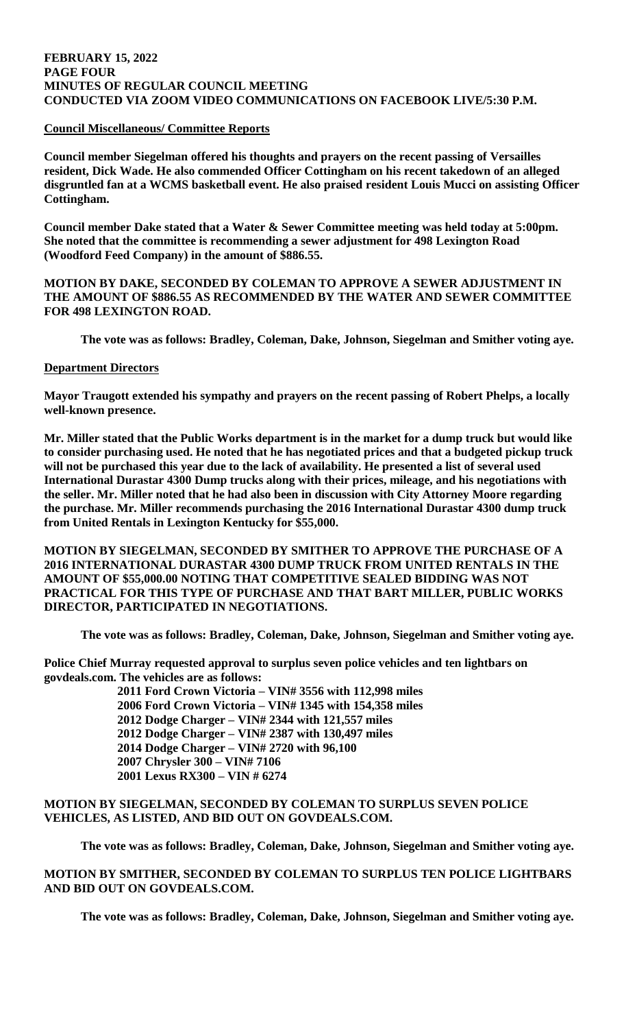**Council Miscellaneous/ Committee Reports**

**Council member Siegelman offered his thoughts and prayers on the recent passing of Versailles resident, Dick Wade. He also commended Officer Cottingham on his recent takedown of an alleged disgruntled fan at a WCMS basketball event. He also praised resident Louis Mucci on assisting Officer Cottingham.**

**Council member Dake stated that a Water & Sewer Committee meeting was held today at 5:00pm. She noted that the committee is recommending a sewer adjustment for 498 Lexington Road (Woodford Feed Company) in the amount of $886.55.**

**MOTION BY DAKE, SECONDED BY COLEMAN TO APPROVE A SEWER ADJUSTMENT IN THE AMOUNT OF $886.55 AS RECOMMENDED BY THE WATER AND SEWER COMMITTEE FOR 498 LEXINGTON ROAD.**

**The vote was as follows: Bradley, Coleman, Dake, Johnson, Siegelman and Smither voting aye.**

**Department Directors**

**Mayor Traugott extended his sympathy and prayers on the recent passing of Robert Phelps, a locally well-known presence.**

**Mr. Miller stated that the Public Works department is in the market for a dump truck but would like to consider purchasing used. He noted that he has negotiated prices and that a budgeted pickup truck will not be purchased this year due to the lack of availability. He presented a list of several used International Durastar 4300 Dump trucks along with their prices, mileage, and his negotiations with the seller. Mr. Miller noted that he had also been in discussion with City Attorney Moore regarding the purchase. Mr. Miller recommends purchasing the 2016 International Durastar 4300 dump truck from United Rentals in Lexington Kentucky for $55,000.**

**MOTION BY SIEGELMAN, SECONDED BY SMITHER TO APPROVE THE PURCHASE OF A 2016 INTERNATIONAL DURASTAR 4300 DUMP TRUCK FROM UNITED RENTALS IN THE AMOUNT OF $55,000.00 NOTING THAT COMPETITIVE SEALED BIDDING WAS NOT PRACTICAL FOR THIS TYPE OF PURCHASE AND THAT BART MILLER, PUBLIC WORKS DIRECTOR, PARTICIPATED IN NEGOTIATIONS.**

**The vote was as follows: Bradley, Coleman, Dake, Johnson, Siegelman and Smither voting aye.**

**Police Chief Murray requested approval to surplus seven police vehicles and ten lightbars on govdeals.com. The vehicles are as follows:**

**2011 Ford Crown Victoria – VIN# 3556 with 112,998 miles**
**2006 Ford Crown Victoria – VIN# 1345 with 154,358 miles**
**2012 Dodge Charger – VIN# 2344 with 121,557 miles**
**2012 Dodge Charger – VIN# 2387 with 130,497 miles**
**2014 Dodge Charger – VIN# 2720 with 96,100**
**2007 Chrysler 300 – VIN# 7106**
**2001 Lexus RX300 – VIN # 6274**

**MOTION BY SIEGELMAN, SECONDED BY COLEMAN TO SURPLUS SEVEN POLICE VEHICLES, AS LISTED, AND BID OUT ON GOVDEALS.COM.**

**The vote was as follows: Bradley, Coleman, Dake, Johnson, Siegelman and Smither voting aye.**

**MOTION BY SMITHER, SECONDED BY COLEMAN TO SURPLUS TEN POLICE LIGHTBARS AND BID OUT ON GOVDEALS.COM.**

**The vote was as follows: Bradley, Coleman, Dake, Johnson, Siegelman and Smither voting aye.**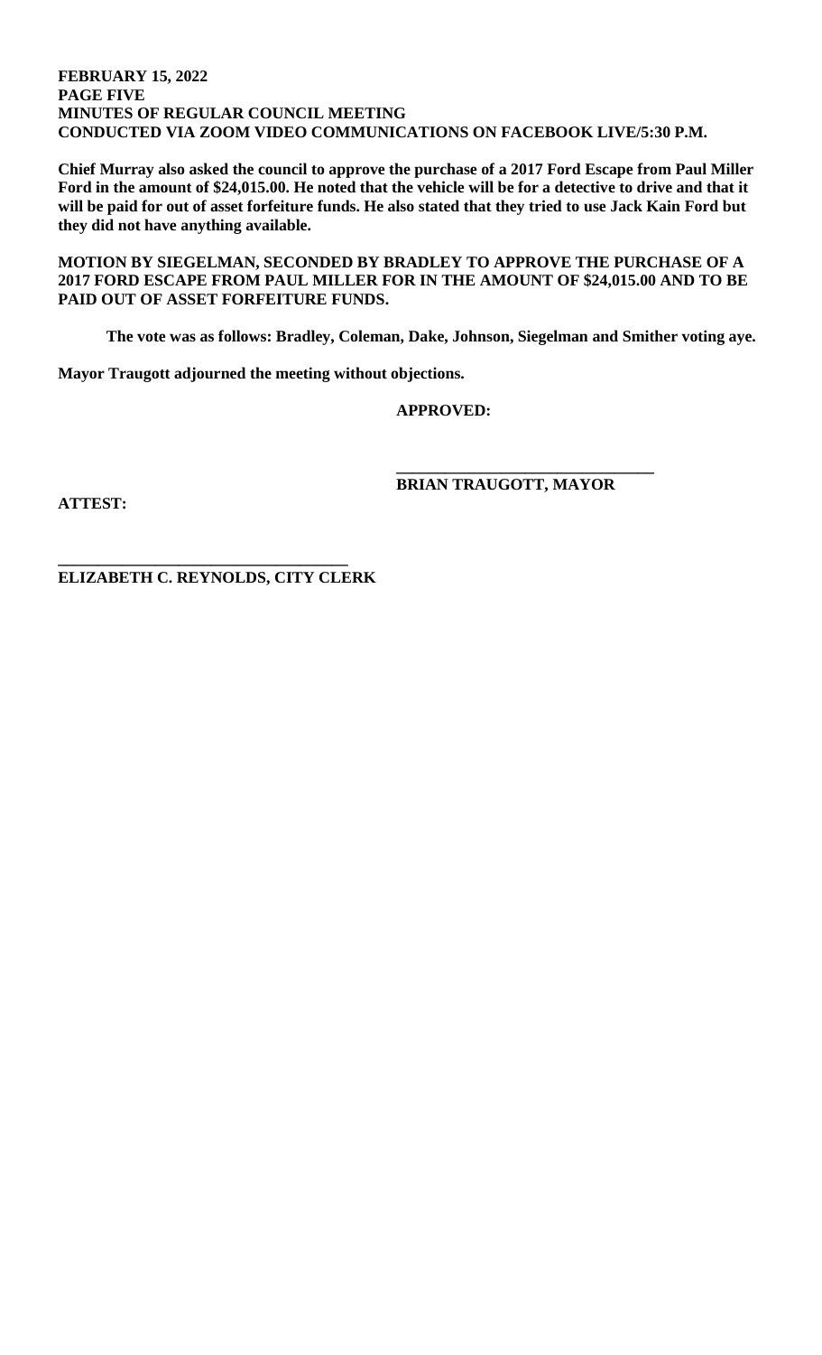**FEBRUARY 15, 2022**
**PAGE FIVE**
**MINUTES OF REGULAR COUNCIL MEETING**
**CONDUCTED VIA ZOOM VIDEO COMMUNICATIONS ON FACEBOOK LIVE/5:30 P.M.**

**Chief Murray also asked the council to approve the purchase of a 2017 Ford Escape from Paul Miller Ford in the amount of $24,015.00. He noted that the vehicle will be for a detective to drive and that it will be paid for out of asset forfeiture funds. He also stated that they tried to use Jack Kain Ford but they did not have anything available.**

**MOTION BY SIEGELMAN, SECONDED BY BRADLEY TO APPROVE THE PURCHASE OF A 2017 FORD ESCAPE FROM PAUL MILLER FOR IN THE AMOUNT OF $24,015.00 AND TO BE PAID OUT OF ASSET FORFEITURE FUNDS.**

**The vote was as follows: Bradley, Coleman, Dake, Johnson, Siegelman and Smither voting aye.**

**Mayor Traugott adjourned the meeting without objections.**

**APPROVED:**

**\_\_\_\_\_\_\_\_\_\_\_\_\_\_\_\_\_\_\_\_\_\_\_\_\_\_\_\_\_\_\_\_**
**BRIAN TRAUGOTT, MAYOR**

**ATTEST:**

**\_\_\_\_\_\_\_\_\_\_\_\_\_\_\_\_\_\_\_\_\_\_\_\_\_\_\_\_\_\_\_\_\_\_\_\_**
**ELIZABETH C. REYNOLDS, CITY CLERK**